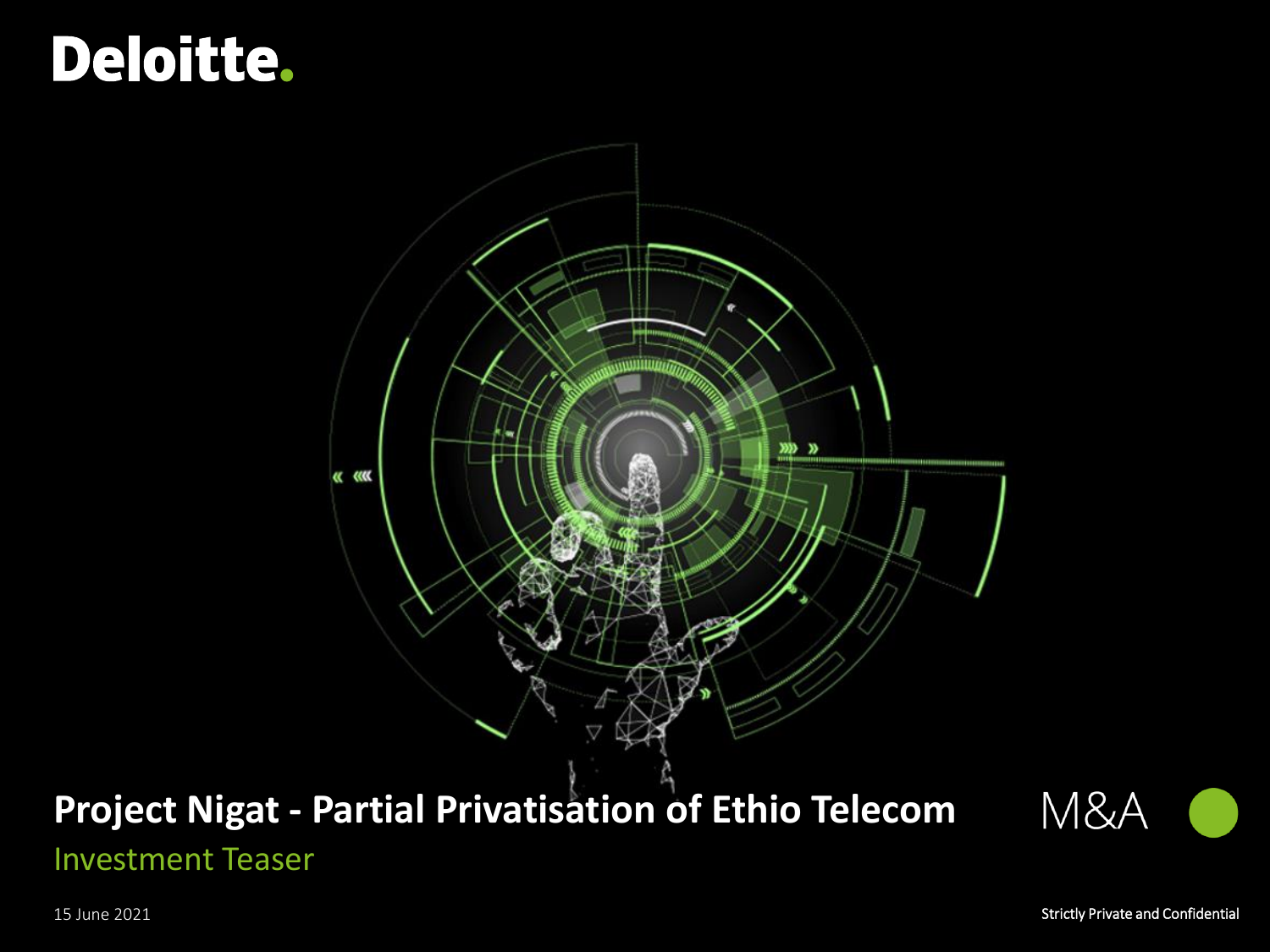Deloitte.

# Project Nigat - Partial Privatisation of Ethio Telecom

## Investment Teaser

M&A

15 June 2021

Strictly Private and Confidential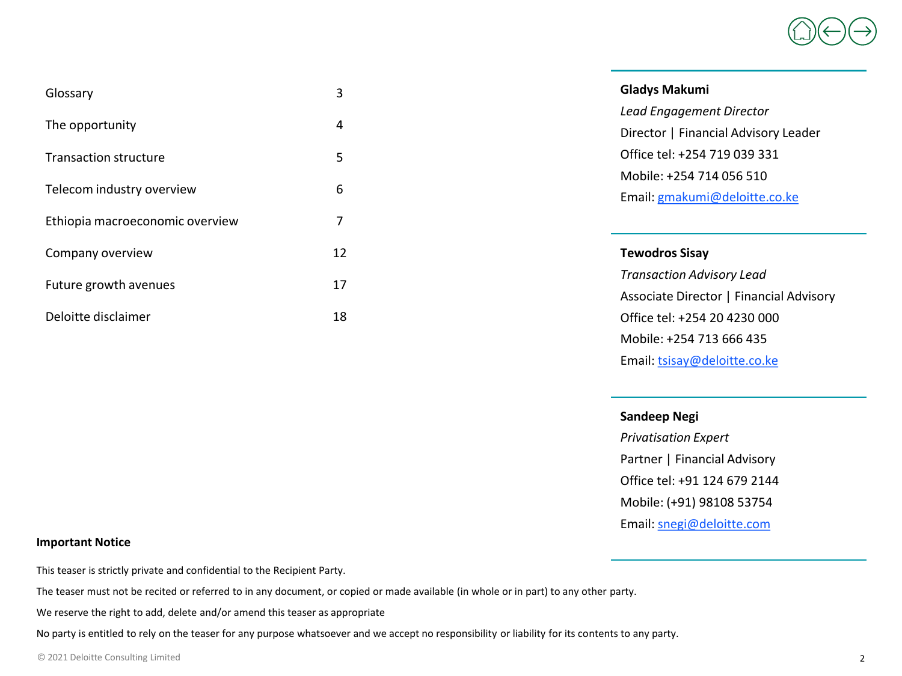| | |
|---|---|
| Glossary | 3 |
| The opportunity | 4 |
| Transaction structure | 5 |
| Telecom industry overview | 6 |
| Ethiopia macroeconomic overview | 7 |
| Company overview | 12 |
| Future growth avenues | 17 |
| Deloitte disclaimer | 18 |

**Gladys Makumi**
*Lead Engagement Director*
Director | Financial Advisory Leader
Office tel: +254 719 039 331
Mobile: +254 714 056 510
Email: gmakumi@deloitte.co.ke

**Tewodros Sisay**
*Transaction Advisory Lead*
Associate Director | Financial Advisory
Office tel: +254 20 4230 000
Mobile: +254 713 666 435
Email: tsisay@deloitte.co.ke

**Sandeep Negi**
*Privatisation Expert*
Partner | Financial Advisory
Office tel: +91 124 679 2144
Mobile: (+91) 98108 53754
Email: snegi@deloitte.com

**Important Notice**

This teaser is strictly private and confidential to the Recipient Party.

The teaser must not be recited or referred to in any document, or copied or made available (in whole or in part) to any other party.

We reserve the right to add, delete and/or amend this teaser as appropriate

No party is entitled to rely on the teaser for any purpose whatsoever and we accept no responsibility or liability for its contents to any party.

© 2021 Deloitte Consulting Limited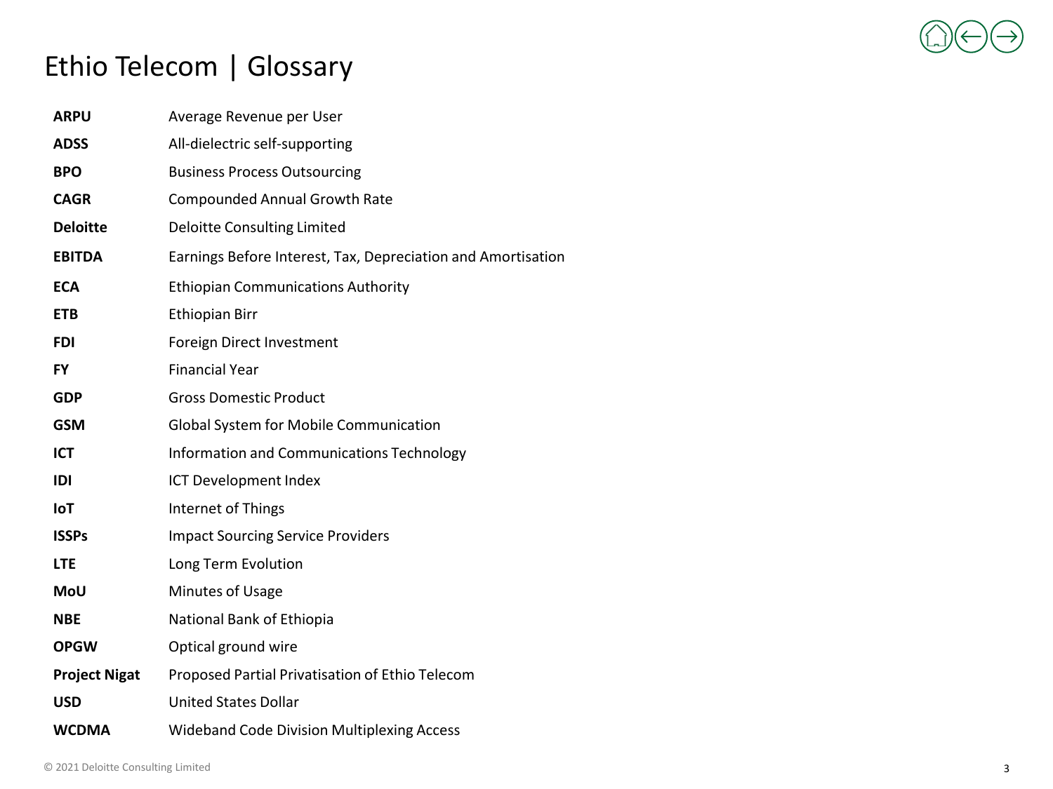# Ethio Telecom | Glossary

| | |
|---|---|
| **ARPU** | Average Revenue per User |
| **ADSS** | All-dielectric self-supporting |
| **BPO** | Business Process Outsourcing |
| **CAGR** | Compounded Annual Growth Rate |
| **Deloitte** | Deloitte Consulting Limited |
| **EBITDA** | Earnings Before Interest, Tax, Depreciation and Amortisation |
| **ECA** | Ethiopian Communications Authority |
| **ETB** | Ethiopian Birr |
| **FDI** | Foreign Direct Investment |
| **FY** | Financial Year |
| **GDP** | Gross Domestic Product |
| **GSM** | Global System for Mobile Communication |
| **ICT** | Information and Communications Technology |
| **IDI** | ICT Development Index |
| **IoT** | Internet of Things |
| **ISSPs** | Impact Sourcing Service Providers |
| **LTE** | Long Term Evolution |
| **MoU** | Minutes of Usage |
| **NBE** | National Bank of Ethiopia |
| **OPGW** | Optical ground wire |
| **Project Nigat** | Proposed Partial Privatisation of Ethio Telecom |
| **USD** | United States Dollar |
| **WCDMA** | Wideband Code Division Multiplexing Access |

© 2021 Deloitte Consulting Limited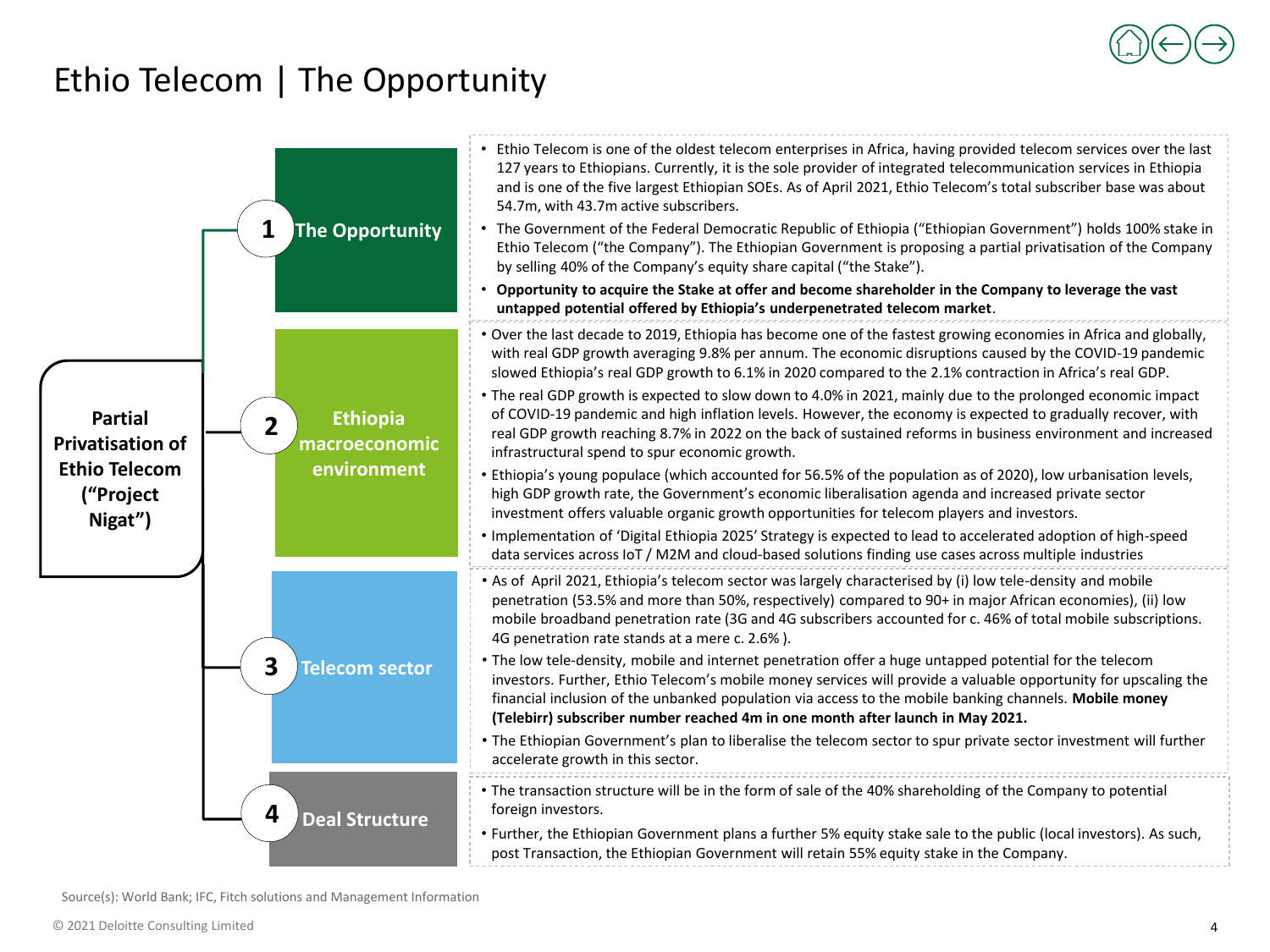# Ethio Telecom | The Opportunity

**Partial Privatisation of Ethio Telecom ("Project Nigat")**

## 1 The Opportunity

- Ethio Telecom is one of the oldest telecom enterprises in Africa, having provided telecom services over the last 127 years to Ethiopians. Currently, it is the sole provider of integrated telecommunication services in Ethiopia and is one of the five largest Ethiopian SOEs. As of April 2021, Ethio Telecom's total subscriber base was about 54.7m, with 43.7m active subscribers.
- The Government of the Federal Democratic Republic of Ethiopia ("Ethiopian Government") holds 100% stake in Ethio Telecom ("the Company"). The Ethiopian Government is proposing a partial privatisation of the Company by selling 40% of the Company's equity share capital ("the Stake").
- **Opportunity to acquire the Stake at offer and become shareholder in the Company to leverage the vast untapped potential offered by Ethiopia's underpenetrated telecom market**.

## 2 Ethiopia macroeconomic environment

- Over the last decade to 2019, Ethiopia has become one of the fastest growing economies in Africa and globally, with real GDP growth averaging 9.8% per annum. The economic disruptions caused by the COVID-19 pandemic slowed Ethiopia's real GDP growth to 6.1% in 2020 compared to the 2.1% contraction in Africa's real GDP.
- The real GDP growth is expected to slow down to 4.0% in 2021, mainly due to the prolonged economic impact of COVID-19 pandemic and high inflation levels. However, the economy is expected to gradually recover, with real GDP growth reaching 8.7% in 2022 on the back of sustained reforms in business environment and increased infrastructural spend to spur economic growth.
- Ethiopia's young populace (which accounted for 56.5% of the population as of 2020), low urbanisation levels, high GDP growth rate, the Government's economic liberalisation agenda and increased private sector investment offers valuable organic growth opportunities for telecom players and investors.
- Implementation of 'Digital Ethiopia 2025' Strategy is expected to lead to accelerated adoption of high-speed data services across IoT / M2M and cloud-based solutions finding use cases across multiple industries

## 3 Telecom sector

- As of April 2021, Ethiopia's telecom sector was largely characterised by (i) low tele-density and mobile penetration (53.5% and more than 50%, respectively) compared to 90+ in major African economies), (ii) low mobile broadband penetration rate (3G and 4G subscribers accounted for c. 46% of total mobile subscriptions. 4G penetration rate stands at a mere c. 2.6% ).
- The low tele-density, mobile and internet penetration offer a huge untapped potential for the telecom investors. Further, Ethio Telecom's mobile money services will provide a valuable opportunity for upscaling the financial inclusion of the unbanked population via access to the mobile banking channels. **Mobile money (Telebirr) subscriber number reached 4m in one month after launch in May 2021.**
- The Ethiopian Government's plan to liberalise the telecom sector to spur private sector investment will further accelerate growth in this sector.

## 4 Deal Structure

- The transaction structure will be in the form of sale of the 40% shareholding of the Company to potential foreign investors.
- Further, the Ethiopian Government plans a further 5% equity stake sale to the public (local investors). As such, post Transaction, the Ethiopian Government will retain 55% equity stake in the Company.

Source(s): World Bank; IFC, Fitch solutions and Management Information

© 2021 Deloitte Consulting Limited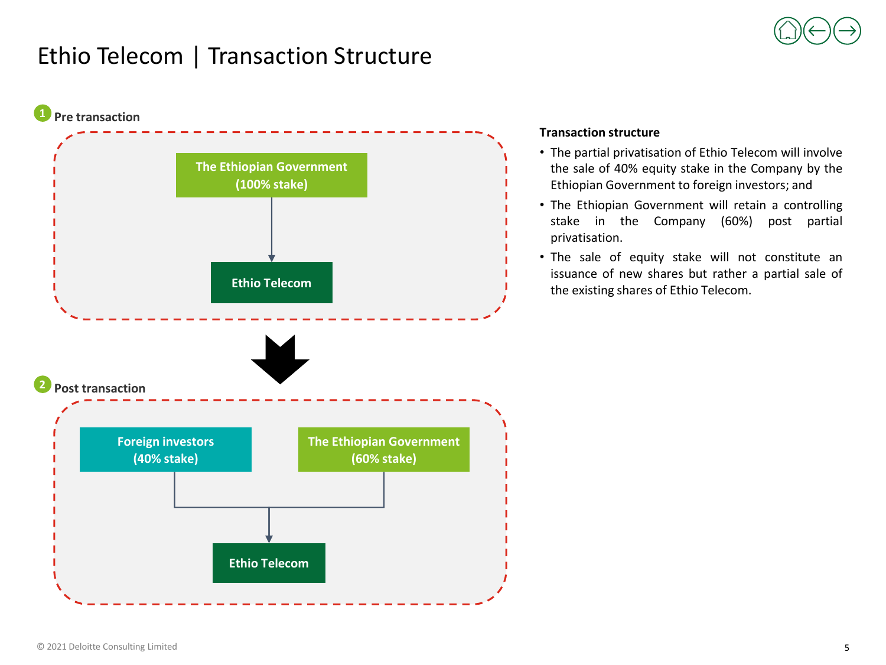# Ethio Telecom | Transaction Structure

**1 Pre transaction**

The Ethiopian Government (100% stake)

↓

Ethio Telecom

**2 Post transaction**

Foreign investors (40% stake)

The Ethiopian Government (60% stake)

↓

Ethio Telecom

**Transaction structure**

- The partial privatisation of Ethio Telecom will involve the sale of 40% equity stake in the Company by the Ethiopian Government to foreign investors; and
- The Ethiopian Government will retain a controlling stake in the Company (60%) post partial privatisation.
- The sale of equity stake will not constitute an issuance of new shares but rather a partial sale of the existing shares of Ethio Telecom.

© 2021 Deloitte Consulting Limited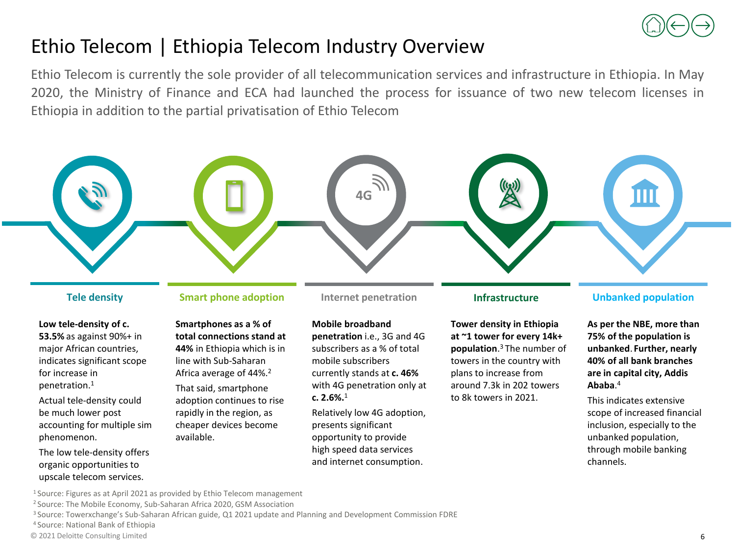# Ethio Telecom | Ethiopia Telecom Industry Overview

Ethio Telecom is currently the sole provider of all telecommunication services and infrastructure in Ethiopia. In May 2020, the Ministry of Finance and ECA had launched the process for issuance of two new telecom licenses in Ethiopia in addition to the partial privatisation of Ethio Telecom

### Tele density

**Low tele-density of c. 53.5%** as against 90%+ in major African countries, indicates significant scope for increase in penetration.[1]

Actual tele-density could be much lower post accounting for multiple sim phenomenon.

The low tele-density offers organic opportunities to upscale telecom services.

### Smart phone adoption

**Smartphones as a % of total connections stand at 44%** in Ethiopia which is in line with Sub-Saharan Africa average of 44%.[2]

That said, smartphone adoption continues to rise rapidly in the region, as cheaper devices become available.

### Internet penetration

**Mobile broadband penetration** i.e., 3G and 4G subscribers as a % of total mobile subscribers currently stands at **c. 46%** with 4G penetration only at **c. 2.6%.**[1]

Relatively low 4G adoption, presents significant opportunity to provide high speed data services and internet consumption.

### Infrastructure

**Tower density in Ethiopia at ~1 tower for every 14k+ population.**[3] The number of towers in the country with plans to increase from around 7.3k in 202 towers to 8k towers in 2021.

### Unbanked population

**As per the NBE, more than 75% of the population is unbanked**. **Further, nearly 40% of all bank branches are in capital city, Addis Ababa**.[4]

This indicates extensive scope of increased financial inclusion, especially to the unbanked population, through mobile banking channels.

[1] Source: Figures as at April 2021 as provided by Ethio Telecom management
[2] Source: The Mobile Economy, Sub-Saharan Africa 2020, GSM Association
[3] Source: Towerxchange's Sub-Saharan African guide, Q1 2021 update and Planning and Development Commission FDRE
[4] Source: National Bank of Ethiopia

© 2021 Deloitte Consulting Limited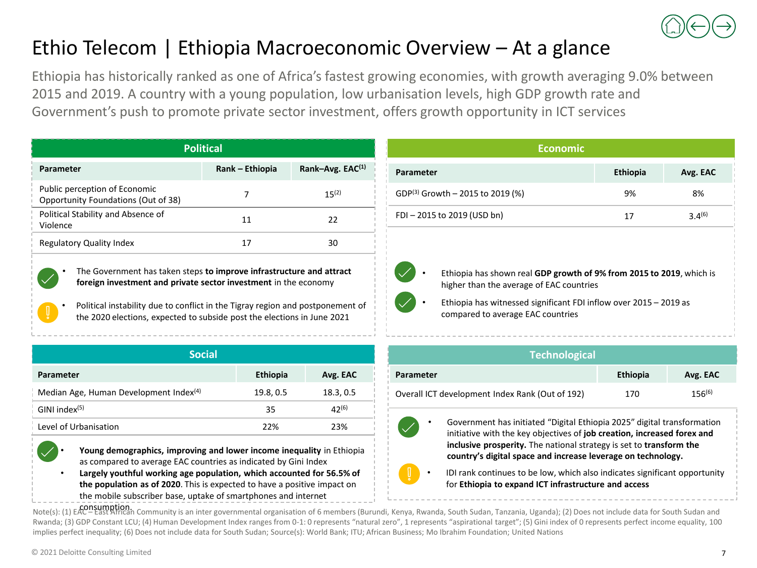# Ethio Telecom | Ethiopia Macroeconomic Overview – At a glance

Ethiopia has historically ranked as one of Africa's fastest growing economies, with growth averaging 9.0% between 2015 and 2019. A country with a young population, low urbanisation levels, high GDP growth rate and Government's push to promote private sector investment, offers growth opportunity in ICT services

## Political

| Parameter | Rank – Ethiopia | Rank–Avg. EAC[1] |
|---|---|---|
| Public perception of Economic Opportunity Foundations (Out of 38) | 7 | 15[2] |
| Political Stability and Absence of Violence | 11 | 22 |
| Regulatory Quality Index | 17 | 30 |

- The Government has taken steps **to improve infrastructure and attract foreign investment and private sector investment** in the economy
- Political instability due to conflict in the Tigray region and postponement of the 2020 elections, expected to subside post the elections in June 2021

## Economic

| Parameter | Ethiopia | Avg. EAC |
|---|---|---|
| GDP[3] Growth – 2015 to 2019 (%) | 9% | 8% |
| FDI – 2015 to 2019 (USD bn) | 17 | 3.4[6] |

- Ethiopia has shown real **GDP growth of 9% from 2015 to 2019**, which is higher than the average of EAC countries
- Ethiopia has witnessed significant FDI inflow over 2015 – 2019 as compared to average EAC countries

## Social

| Parameter | Ethiopia | Avg. EAC |
|---|---|---|
| Median Age, Human Development Index[4] | 19.8, 0.5 | 18.3, 0.5 |
| GINI index[5] | 35 | 42[6] |
| Level of Urbanisation | 22% | 23% |

- **Young demographics, improving and lower income inequality** in Ethiopia as compared to average EAC countries as indicated by Gini Index
- **Largely youthful working age population, which accounted for 56.5% of the population as of 2020**. This is expected to have a positive impact on the mobile subscriber base, uptake of smartphones and internet consumption.

## Technological

| Parameter | Ethiopia | Avg. EAC |
|---|---|---|
| Overall ICT development Index Rank (Out of 192) | 170 | 156[6] |

- Government has initiated "Digital Ethiopia 2025" digital transformation initiative with the key objectives of **job creation, increased forex and inclusive prosperity.** The national strategy is set to **transform the country's digital space and increase leverage on technology.**
- IDI rank continues to be low, which also indicates significant opportunity for **Ethiopia to expand ICT infrastructure and access**

Note(s): (1) EAC – East African Community is an inter governmental organisation of 6 members (Burundi, Kenya, Rwanda, South Sudan, Tanzania, Uganda); (2) Does not include data for South Sudan and Rwanda; (3) GDP Constant LCU; (4) Human Development Index ranges from 0-1: 0 represents "natural zero", 1 represents "aspirational target"; (5) Gini index of 0 represents perfect income equality, 100 implies perfect inequality; (6) Does not include data for South Sudan; Source(s): World Bank; ITU; African Business; Mo Ibrahim Foundation; United Nations

© 2021 Deloitte Consulting Limited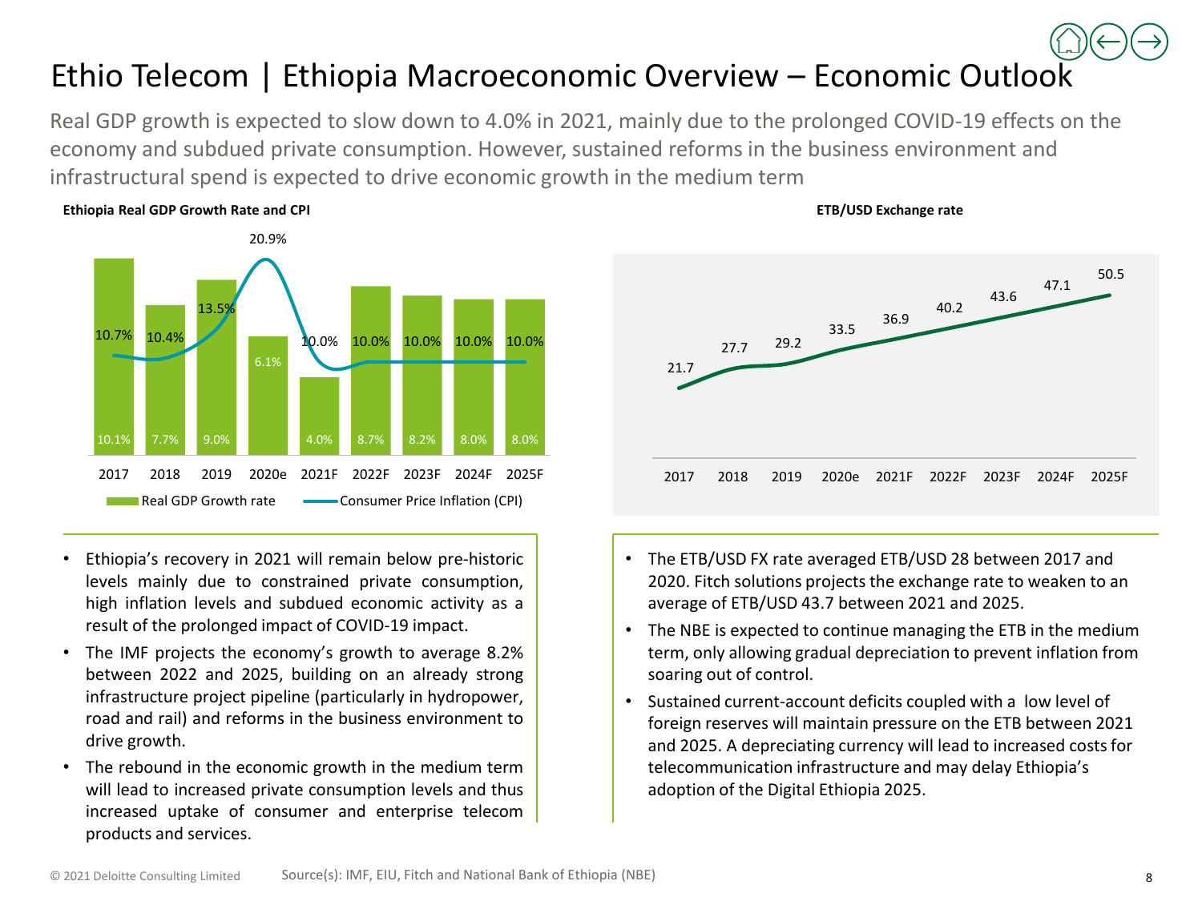# Ethio Telecom | Ethiopia Macroeconomic Overview – Economic Outlook

Real GDP growth is expected to slow down to 4.0% in 2021, mainly due to the prolonged COVID-19 effects on the economy and subdued private consumption. However, sustained reforms in the business environment and infrastructural spend is expected to drive economic growth in the medium term

**Ethiopia Real GDP Growth Rate and CPI**

| | 2017 | 2018 | 2019 | 2020e | 2021F | 2022F | 2023F | 2024F | 2025F |
|---|---|---|---|---|---|---|---|---|---|
| Real GDP Growth rate | 10.1% | 7.7% | 9.0% | 6.1% | 4.0% | 8.7% | 8.2% | 8.0% | 8.0% |
| Consumer Price Inflation (CPI) | 10.7% | 10.4% | 13.5% | 20.9% | 10.0% | 10.0% | 10.0% | 10.0% | 10.0% |

- Ethiopia's recovery in 2021 will remain below pre-historic levels mainly due to constrained private consumption, high inflation levels and subdued economic activity as a result of the prolonged impact of COVID-19 impact.
- The IMF projects the economy's growth to average 8.2% between 2022 and 2025, building on an already strong infrastructure project pipeline (particularly in hydropower, road and rail) and reforms in the business environment to drive growth.
- The rebound in the economic growth in the medium term will lead to increased private consumption levels and thus increased uptake of consumer and enterprise telecom products and services.

**ETB/USD Exchange rate**

| 2017 | 2018 | 2019 | 2020e | 2021F | 2022F | 2023F | 2024F | 2025F |
|---|---|---|---|---|---|---|---|---|
| 21.7 | 27.7 | 29.2 | 33.5 | 36.9 | 40.2 | 43.6 | 47.1 | 50.5 |

- The ETB/USD FX rate averaged ETB/USD 28 between 2017 and 2020. Fitch solutions projects the exchange rate to weaken to an average of ETB/USD 43.7 between 2021 and 2025.
- The NBE is expected to continue managing the ETB in the medium term, only allowing gradual depreciation to prevent inflation from soaring out of control.
- Sustained current-account deficits coupled with a low level of foreign reserves will maintain pressure on the ETB between 2021 and 2025. A depreciating currency will lead to increased costs for telecommunication infrastructure and may delay Ethiopia's adoption of the Digital Ethiopia 2025.

Source(s): IMF, EIU, Fitch and National Bank of Ethiopia (NBE)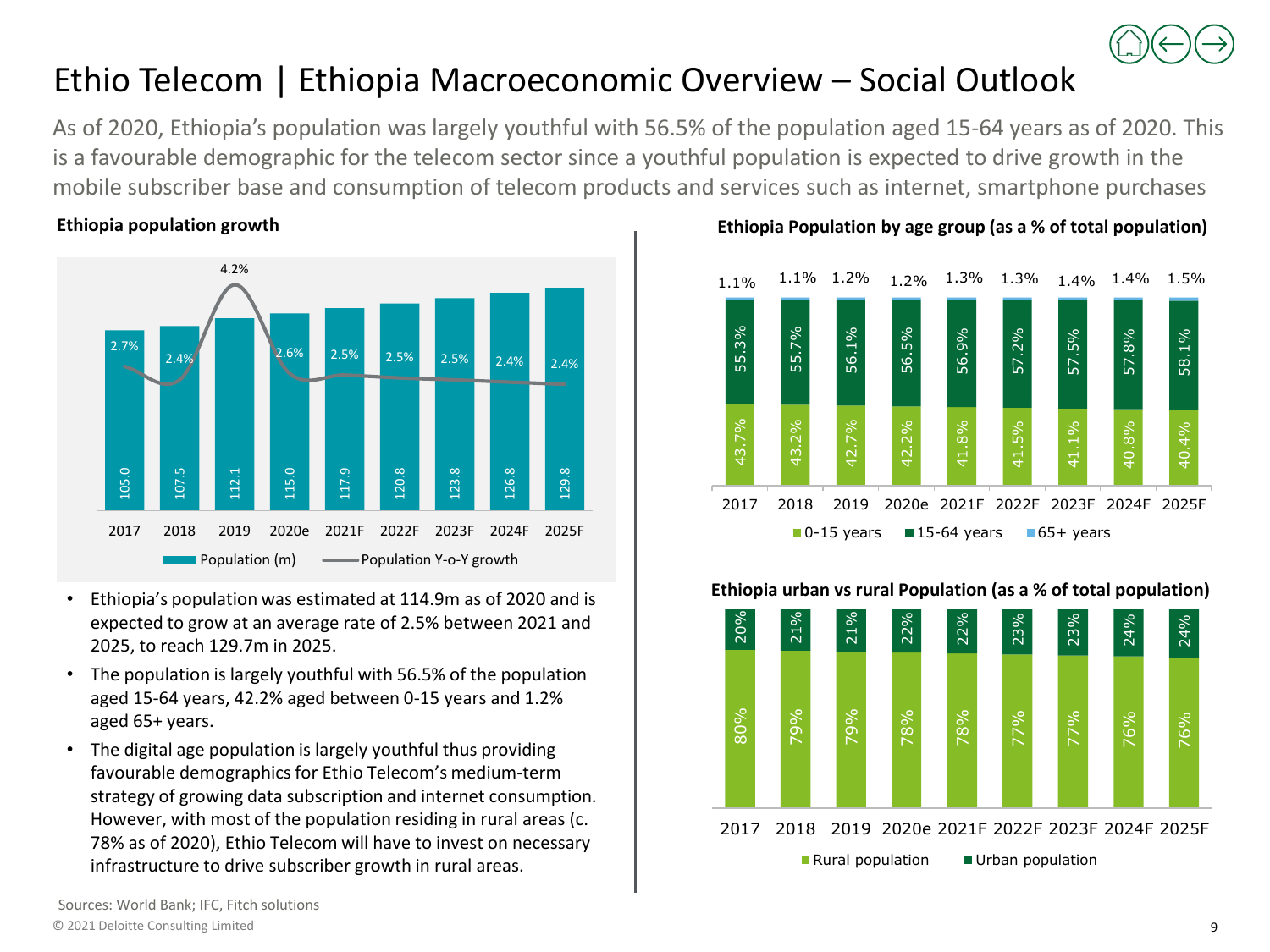# Ethio Telecom | Ethiopia Macroeconomic Overview – Social Outlook

As of 2020, Ethiopia's population was largely youthful with 56.5% of the population aged 15-64 years as of 2020. This is a favourable demographic for the telecom sector since a youthful population is expected to drive growth in the mobile subscriber base and consumption of telecom products and services such as internet, smartphone purchases

**Ethiopia population growth**

| | 2017 | 2018 | 2019 | 2020e | 2021F | 2022F | 2023F | 2024F | 2025F |
|---|---|---|---|---|---|---|---|---|---|
| Population (m) | 105.0 | 107.5 | 112.1 | 115.0 | 117.9 | 120.8 | 123.8 | 126.8 | 129.8 |
| Population Y-o-Y growth | 2.7% | 2.4% | 4.2% | 2.6% | 2.5% | 2.5% | 2.5% | 2.4% | 2.4% |

- Ethiopia's population was estimated at 114.9m as of 2020 and is expected to grow at an average rate of 2.5% between 2021 and 2025, to reach 129.7m in 2025.
- The population is largely youthful with 56.5% of the population aged 15-64 years, 42.2% aged between 0-15 years and 1.2% aged 65+ years.
- The digital age population is largely youthful thus providing favourable demographics for Ethio Telecom's medium-term strategy of growing data subscription and internet consumption. However, with most of the population residing in rural areas (c. 78% as of 2020), Ethio Telecom will have to invest on necessary infrastructure to drive subscriber growth in rural areas.

**Ethiopia Population by age group (as a % of total population)**

| | 2017 | 2018 | 2019 | 2020e | 2021F | 2022F | 2023F | 2024F | 2025F |
|---|---|---|---|---|---|---|---|---|---|
| 0-15 years | 43.7% | 43.2% | 42.7% | 42.2% | 41.8% | 41.5% | 41.1% | 40.8% | 40.4% |
| 15-64 years | 55.3% | 55.7% | 56.1% | 56.5% | 56.9% | 57.2% | 57.5% | 57.8% | 58.1% |
| 65+ years | 1.1% | 1.1% | 1.2% | 1.2% | 1.3% | 1.3% | 1.4% | 1.4% | 1.5% |

**Ethiopia urban vs rural Population (as a % of total population)**

| | 2017 | 2018 | 2019 | 2020e | 2021F | 2022F | 2023F | 2024F | 2025F |
|---|---|---|---|---|---|---|---|---|---|
| Rural population | 80% | 79% | 79% | 78% | 78% | 77% | 77% | 76% | 76% |
| Urban population | 20% | 21% | 21% | 22% | 22% | 23% | 23% | 24% | 24% |

Sources: World Bank; IFC, Fitch solutions

© 2021 Deloitte Consulting Limited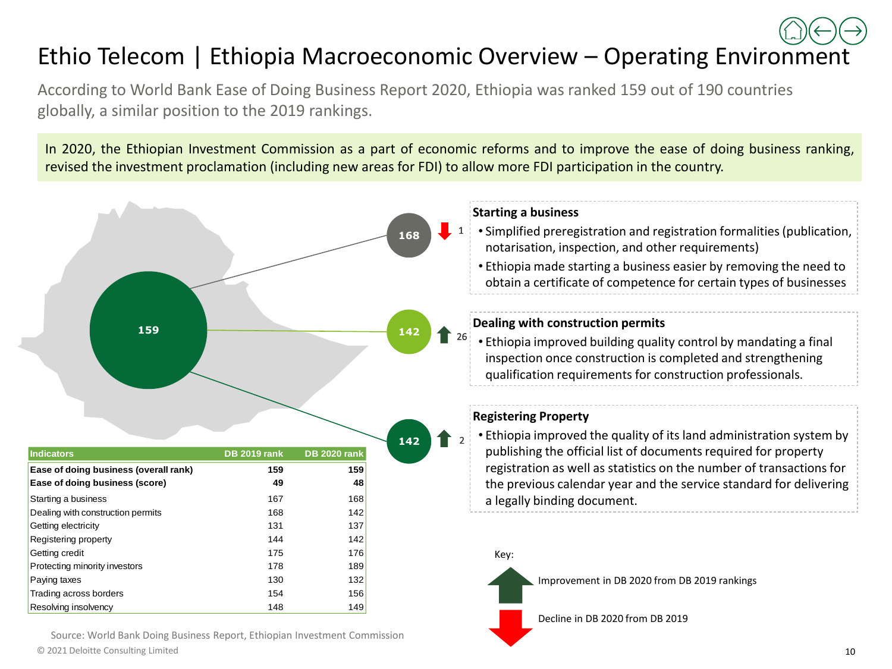# Ethio Telecom | Ethiopia Macroeconomic Overview – Operating Environment

According to World Bank Ease of Doing Business Report 2020, Ethiopia was ranked 159 out of 190 countries globally, a similar position to the 2019 rankings.

In 2020, the Ethiopian Investment Commission as a part of economic reforms and to improve the ease of doing business ranking, revised the investment proclamation (including new areas for FDI) to allow more FDI participation in the country.

159

168 ↓ 1

**Starting a business**

- Simplified preregistration and registration formalities (publication, notarisation, inspection, and other requirements)
- Ethiopia made starting a business easier by removing the need to obtain a certificate of competence for certain types of businesses

142 ↑ 26

**Dealing with construction permits**

- Ethiopia improved building quality control by mandating a final inspection once construction is completed and strengthening qualification requirements for construction professionals.

142 ↑ 2

**Registering Property**

- Ethiopia improved the quality of its land administration system by publishing the official list of documents required for property registration as well as statistics on the number of transactions for the previous calendar year and the service standard for delivering a legally binding document.

| Indicators | DB 2019 rank | DB 2020 rank |
|---|---|---|
| **Ease of doing business (overall rank)** | **159** | **159** |
| **Ease of doing business (score)** | **49** | **48** |
| Starting a business | 167 | 168 |
| Dealing with construction permits | 168 | 142 |
| Getting electricity | 131 | 137 |
| Registering property | 144 | 142 |
| Getting credit | 175 | 176 |
| Protecting minority investors | 178 | 189 |
| Paying taxes | 130 | 132 |
| Trading across borders | 154 | 156 |
| Resolving insolvency | 148 | 149 |

Key:

↑ Improvement in DB 2020 from DB 2019 rankings

↓ Decline in DB 2020 from DB 2019

Source: World Bank Doing Business Report, Ethiopian Investment Commission

© 2021 Deloitte Consulting Limited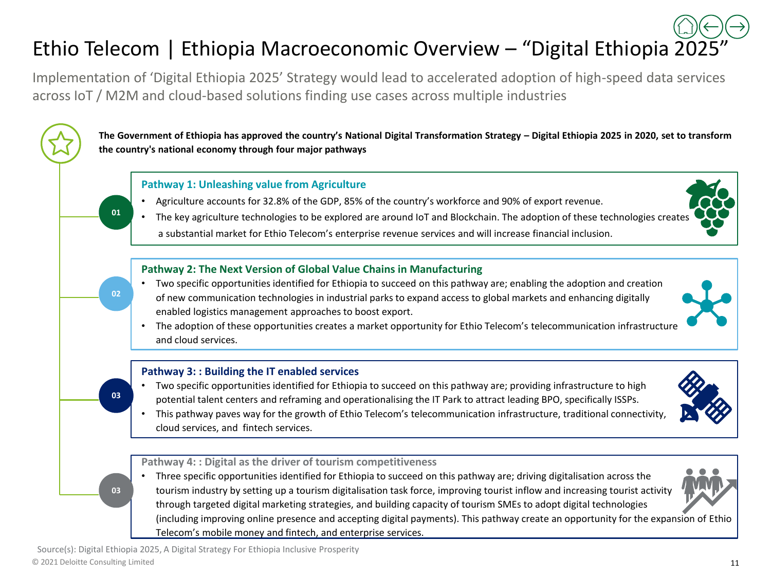# Ethio Telecom | Ethiopia Macroeconomic Overview – "Digital Ethiopia 2025"

Implementation of 'Digital Ethiopia 2025' Strategy would lead to accelerated adoption of high-speed data services across IoT / M2M and cloud-based solutions finding use cases across multiple industries

**The Government of Ethiopia has approved the country's National Digital Transformation Strategy – Digital Ethiopia 2025 in 2020, set to transform the country's national economy through four major pathways**

01

### Pathway 1: Unleashing value from Agriculture

- Agriculture accounts for 32.8% of the GDP, 85% of the country's workforce and 90% of export revenue.
- The key agriculture technologies to be explored are around IoT and Blockchain. The adoption of these technologies creates a substantial market for Ethio Telecom's enterprise revenue services and will increase financial inclusion.

02

### Pathway 2: The Next Version of Global Value Chains in Manufacturing

- Two specific opportunities identified for Ethiopia to succeed on this pathway are; enabling the adoption and creation of new communication technologies in industrial parks to expand access to global markets and enhancing digitally enabled logistics management approaches to boost export.
- The adoption of these opportunities creates a market opportunity for Ethio Telecom's telecommunication infrastructure and cloud services.

03

### Pathway 3: : Building the IT enabled services

- Two specific opportunities identified for Ethiopia to succeed on this pathway are; providing infrastructure to high potential talent centers and reframing and operationalising the IT Park to attract leading BPO, specifically ISSPs.
- This pathway paves way for the growth of Ethio Telecom's telecommunication infrastructure, traditional connectivity, cloud services, and fintech services.

03

### Pathway 4: : Digital as the driver of tourism competitiveness

- Three specific opportunities identified for Ethiopia to succeed on this pathway are; driving digitalisation across the tourism industry by setting up a tourism digitalisation task force, improving tourist inflow and increasing tourist activity through targeted digital marketing strategies, and building capacity of tourism SMEs to adopt digital technologies (including improving online presence and accepting digital payments). This pathway create an opportunity for the expansion of Ethio Telecom's mobile money and fintech, and enterprise services.

Source(s): Digital Ethiopia 2025, A Digital Strategy For Ethiopia Inclusive Prosperity

© 2021 Deloitte Consulting Limited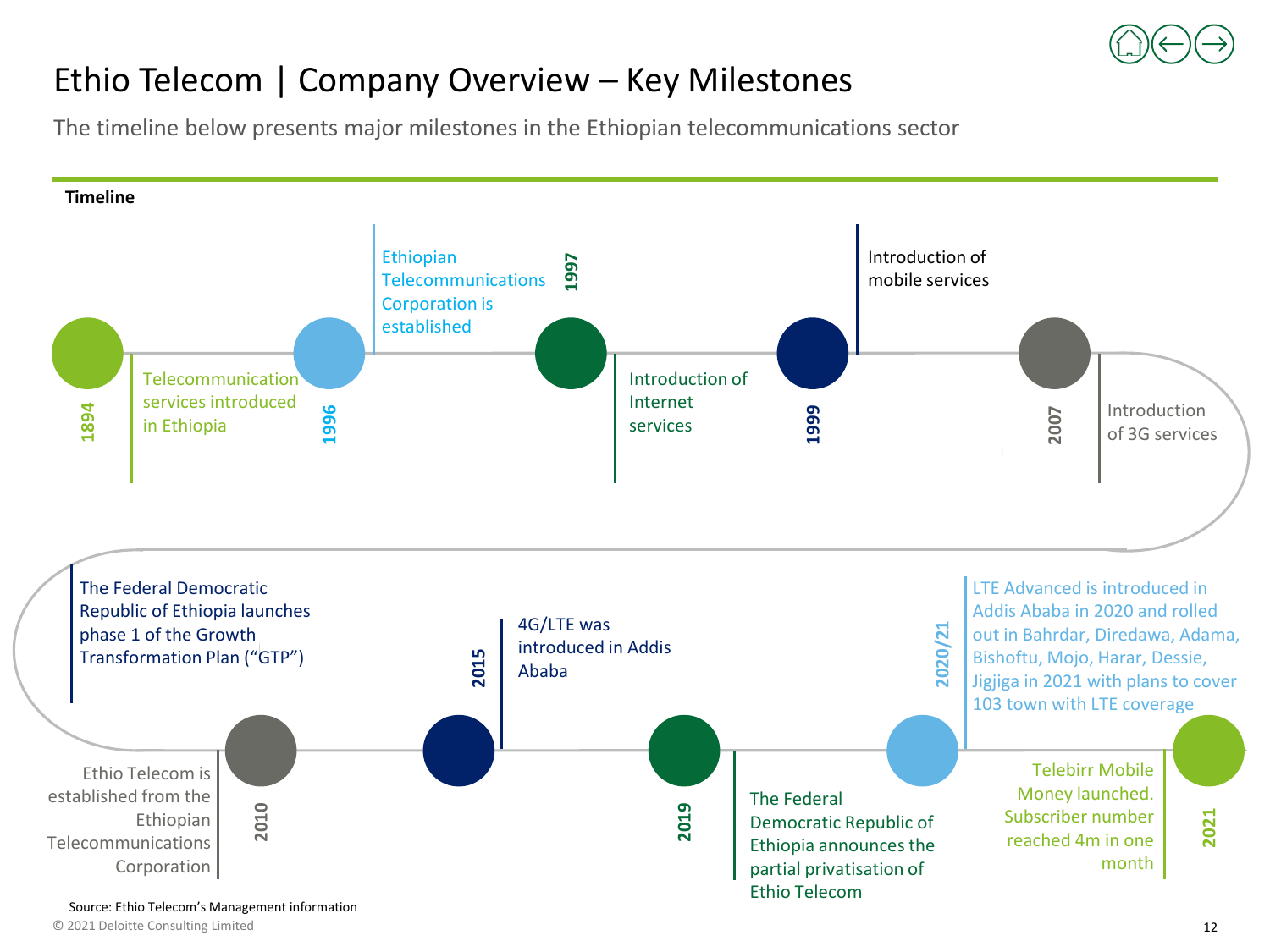# Ethio Telecom | Company Overview – Key Milestones

The timeline below presents major milestones in the Ethiopian telecommunications sector

**Timeline**

- **1894** – Telecommunication services introduced in Ethiopia
- **1996** – Ethiopian Telecommunications Corporation is established
- **1997** – Introduction of Internet services
- **1999** – Introduction of mobile services
- **2007** – Introduction of 3G services
- **2010** – Ethio Telecom is established from the Ethiopian Telecommunications Corporation
- The Federal Democratic Republic of Ethiopia launches phase 1 of the Growth Transformation Plan ("GTP")
- **2015** – 4G/LTE was introduced in Addis Ababa
- **2019** – The Federal Democratic Republic of Ethiopia announces the partial privatisation of Ethio Telecom
- **2020/21** – LTE Advanced is introduced in Addis Ababa in 2020 and rolled out in Bahrdar, Diredawa, Adama, Bishoftu, Mojo, Harar, Dessie, Jigjiga in 2021 with plans to cover 103 town with LTE coverage
- **2021** – Telebirr Mobile Money launched. Subscriber number reached 4m in one month

Source: Ethio Telecom's Management information

© 2021 Deloitte Consulting Limited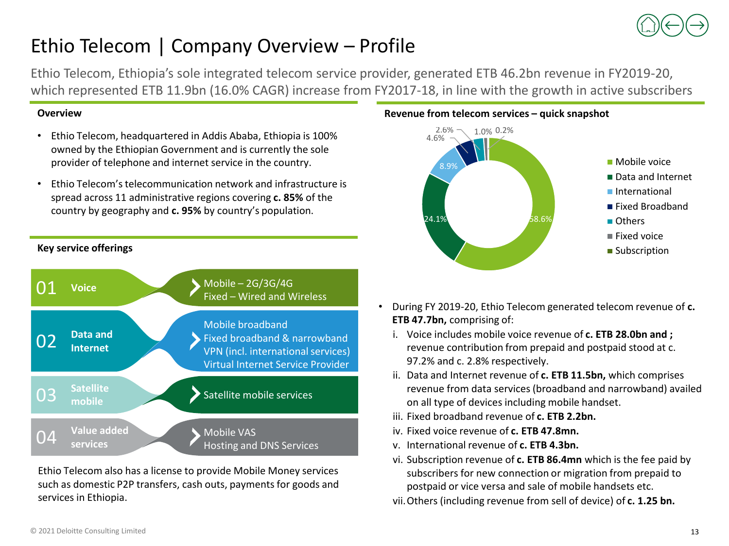# Ethio Telecom | Company Overview – Profile

Ethio Telecom, Ethiopia's sole integrated telecom service provider, generated ETB 46.2bn revenue in FY2019-20, which represented ETB 11.9bn (16.0% CAGR) increase from FY2017-18, in line with the growth in active subscribers

### Overview

- Ethio Telecom, headquartered in Addis Ababa, Ethiopia is 100% owned by the Ethiopian Government and is currently the sole provider of telephone and internet service in the country.
- Ethio Telecom's telecommunication network and infrastructure is spread across 11 administrative regions covering **c. 85%** of the country by geography and **c. 95%** by country's population.

### Key service offerings

| | Service | Offerings |
|---|---|---|
| 01 | **Voice** | Mobile – 2G/3G/4G<br>Fixed – Wired and Wireless |
| 02 | **Data and Internet** | Mobile broadband<br>Fixed broadband & narrowband<br>VPN (incl. international services)<br>Virtual Internet Service Provider |
| 03 | **Satellite mobile** | Satellite mobile services |
| 04 | **Value added services** | Mobile VAS<br>Hosting and DNS Services |

Ethio Telecom also has a license to provide Mobile Money services such as domestic P2P transfers, cash outs, payments for goods and services in Ethiopia.

### Revenue from telecom services – quick snapshot

| Segment | Share |
|---|---|
| Mobile voice | 58.6% |
| Data and Internet | 24.1% |
| International | 8.9% |
| Fixed Broadband | 4.6% |
| Others | 2.6% |
| Fixed voice | 1.0% |
| Subscription | 0.2% |

- During FY 2019-20, Ethio Telecom generated telecom revenue of **c. ETB 47.7bn,** comprising of:
  1. Voice includes mobile voice revenue of **c. ETB 28.0bn and ;** revenue contribution from prepaid and postpaid stood at c. 97.2% and c. 2.8% respectively.
  2. Data and Internet revenue of **c. ETB 11.5bn,** which comprises revenue from data services (broadband and narrowband) availed on all type of devices including mobile handset.
  3. Fixed broadband revenue of **c. ETB 2.2bn.**
  4. Fixed voice revenue of **c. ETB 47.8mn.**
  5. International revenue of **c. ETB 4.3bn.**
  6. Subscription revenue of **c. ETB 86.4mn** which is the fee paid by subscribers for new connection or migration from prepaid to postpaid or vice versa and sale of mobile handsets etc.
  7. Others (including revenue from sell of device) of **c. 1.25 bn.**

© 2021 Deloitte Consulting Limited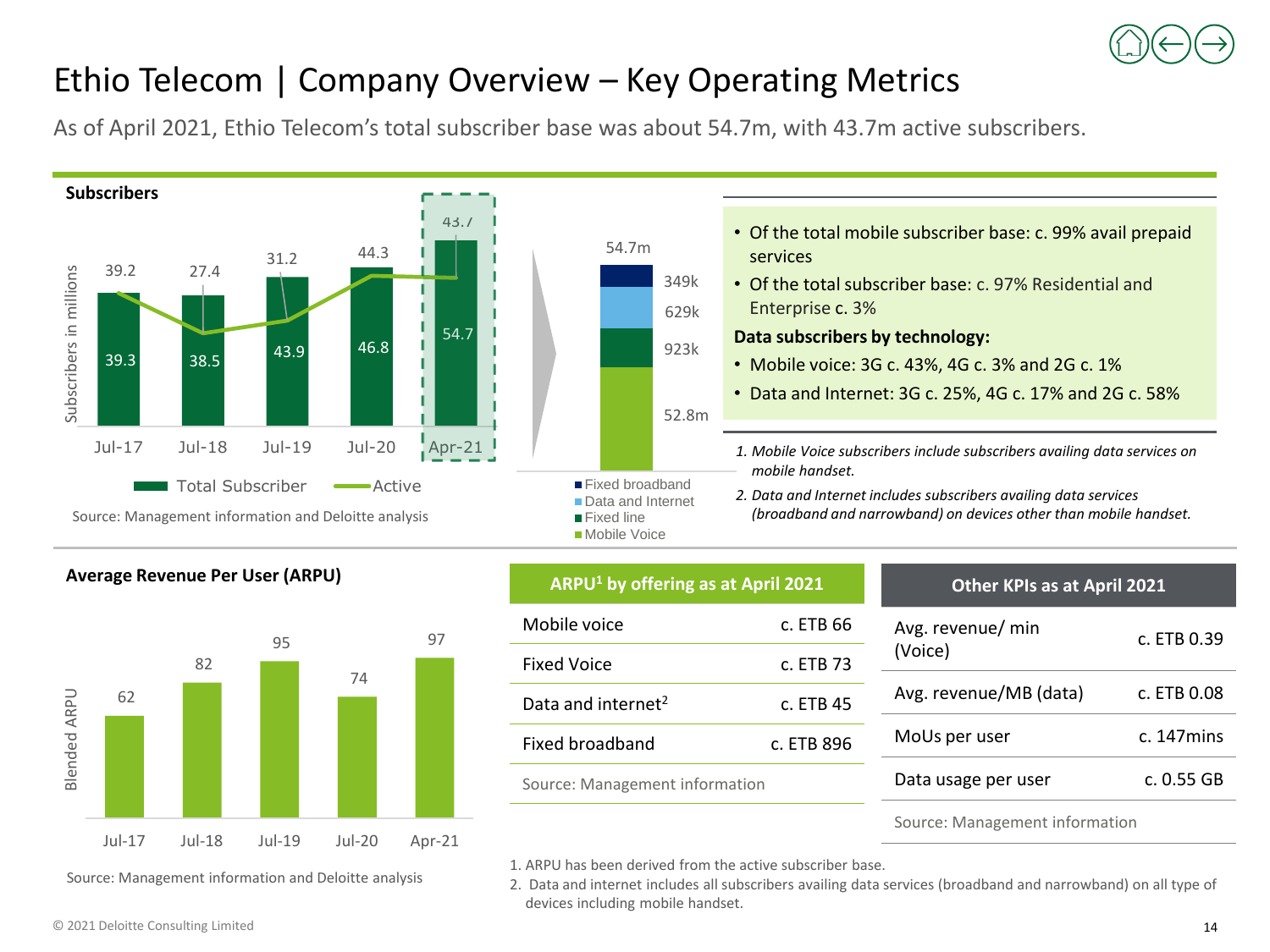# Ethio Telecom | Company Overview – Key Operating Metrics

As of April 2021, Ethio Telecom's total subscriber base was about 54.7m, with 43.7m active subscribers.

## Subscribers

| | Jul-17 | Jul-18 | Jul-19 | Jul-20 | Apr-21 |
|---|---|---|---|---|---|
| Total Subscriber (millions) | 39.3 | 38.5 | 43.9 | 46.8 | 54.7 |
| Active (millions) | 39.2 | 27.4 | 31.2 | 44.3 | 43.7 |

Subscriber breakdown (Apr-21, total 54.7m):

| Category | Subscribers |
|---|---|
| Fixed broadband | 349k |
| Data and Internet | 629k |
| Fixed line | 923k |
| Mobile Voice | 52.8m |

Source: Management information and Deloitte analysis

- Of the total mobile subscriber base: c. 99% avail prepaid services
- Of the total subscriber base: c. 97% Residential and Enterprise c. 3%

**Data subscribers by technology:**

- Mobile voice: 3G c. 43%, 4G c. 3% and 2G c. 1%
- Data and Internet: 3G c. 25%, 4G c. 17% and 2G c. 58%

*1. Mobile Voice subscribers include subscribers availing data services on mobile handset.*

*2. Data and Internet includes subscribers availing data services (broadband and narrowband) on devices other than mobile handset.*

## Average Revenue Per User (ARPU)

| | Jul-17 | Jul-18 | Jul-19 | Jul-20 | Apr-21 |
|---|---|---|---|---|---|
| Blended ARPU | 62 | 82 | 95 | 74 | 97 |

Source: Management information and Deloitte analysis

| ARPU[1] by offering as at April 2021 | |
|---|---|
| Mobile voice | c. ETB 66 |
| Fixed Voice | c. ETB 73 |
| Data and internet[2] | c. ETB 45 |
| Fixed broadband | c. ETB 896 |

Source: Management information

| Other KPIs as at April 2021 | |
|---|---|
| Avg. revenue/ min (Voice) | c. ETB 0.39 |
| Avg. revenue/MB (data) | c. ETB 0.08 |
| MoUs per user | c. 147mins |
| Data usage per user | c. 0.55 GB |

Source: Management information

1. ARPU has been derived from the active subscriber base.
2. Data and internet includes all subscribers availing data services (broadband and narrowband) on all type of devices including mobile handset.

© 2021 Deloitte Consulting Limited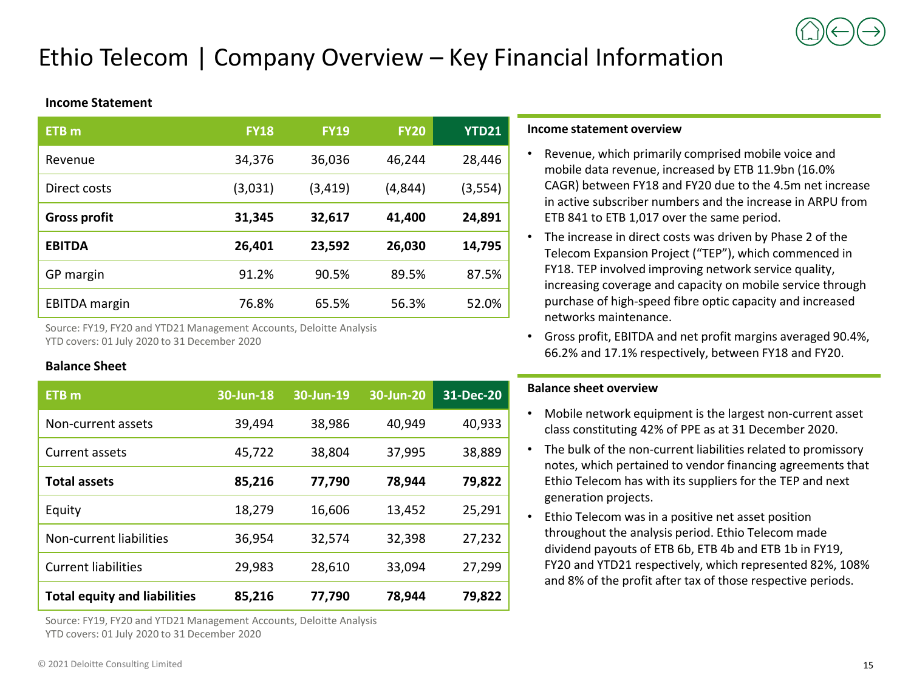# Ethio Telecom | Company Overview – Key Financial Information

**Income Statement**

| ETB m | FY18 | FY19 | FY20 | YTD21 |
|---|---|---|---|---|
| Revenue | 34,376 | 36,036 | 46,244 | 28,446 |
| Direct costs | (3,031) | (3,419) | (4,844) | (3,554) |
| **Gross profit** | **31,345** | **32,617** | **41,400** | **24,891** |
| **EBITDA** | **26,401** | **23,592** | **26,030** | **14,795** |
| GP margin | 91.2% | 90.5% | 89.5% | 87.5% |
| EBITDA margin | 76.8% | 65.5% | 56.3% | 52.0% |

Source: FY19, FY20 and YTD21 Management Accounts, Deloitte Analysis
YTD covers: 01 July 2020 to 31 December 2020

**Income statement overview**

- Revenue, which primarily comprised mobile voice and mobile data revenue, increased by ETB 11.9bn (16.0% CAGR) between FY18 and FY20 due to the 4.5m net increase in active subscriber numbers and the increase in ARPU from ETB 841 to ETB 1,017 over the same period.
- The increase in direct costs was driven by Phase 2 of the Telecom Expansion Project ("TEP"), which commenced in FY18. TEP involved improving network service quality, increasing coverage and capacity on mobile service through purchase of high-speed fibre optic capacity and increased networks maintenance.
- Gross profit, EBITDA and net profit margins averaged 90.4%, 66.2% and 17.1% respectively, between FY18 and FY20.

**Balance Sheet**

| ETB m | 30-Jun-18 | 30-Jun-19 | 30-Jun-20 | 31-Dec-20 |
|---|---|---|---|---|
| Non-current assets | 39,494 | 38,986 | 40,949 | 40,933 |
| Current assets | 45,722 | 38,804 | 37,995 | 38,889 |
| **Total assets** | **85,216** | **77,790** | **78,944** | **79,822** |
| Equity | 18,279 | 16,606 | 13,452 | 25,291 |
| Non-current liabilities | 36,954 | 32,574 | 32,398 | 27,232 |
| Current liabilities | 29,983 | 28,610 | 33,094 | 27,299 |
| **Total equity and liabilities** | **85,216** | **77,790** | **78,944** | **79,822** |

Source: FY19, FY20 and YTD21 Management Accounts, Deloitte Analysis
YTD covers: 01 July 2020 to 31 December 2020

**Balance sheet overview**

- Mobile network equipment is the largest non-current asset class constituting 42% of PPE as at 31 December 2020.
- The bulk of the non-current liabilities related to promissory notes, which pertained to vendor financing agreements that Ethio Telecom has with its suppliers for the TEP and next generation projects.
- Ethio Telecom was in a positive net asset position throughout the analysis period. Ethio Telecom made dividend payouts of ETB 6b, ETB 4b and ETB 1b in FY19, FY20 and YTD21 respectively, which represented 82%, 108% and 8% of the profit after tax of those respective periods.

© 2021 Deloitte Consulting Limited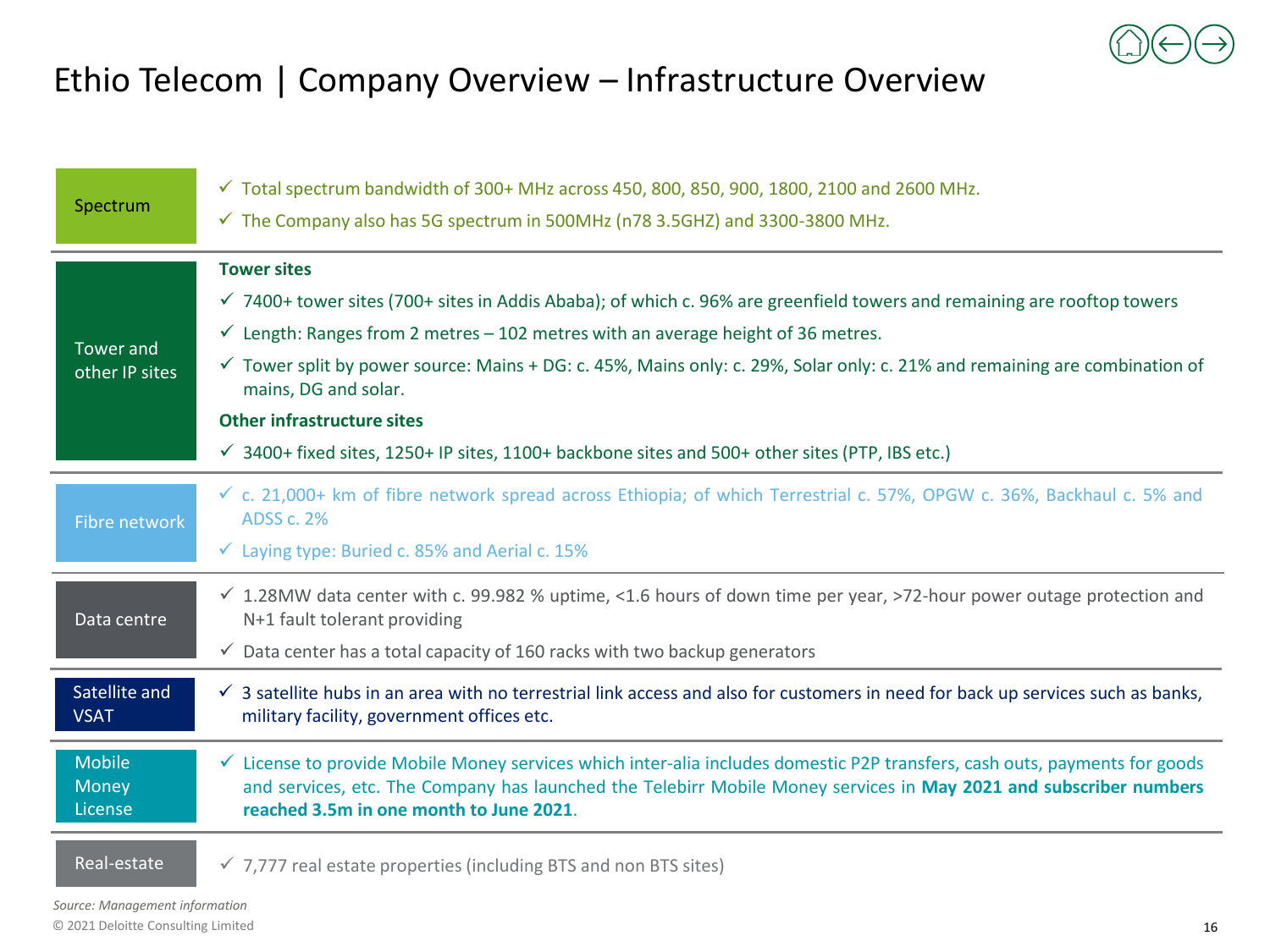# Ethio Telecom | Company Overview – Infrastructure Overview

| Category | Details |
|---|---|
| Spectrum | ✓ Total spectrum bandwidth of 300+ MHz across 450, 800, 850, 900, 1800, 2100 and 2600 MHz.<br>✓ The Company also has 5G spectrum in 500MHz (n78 3.5GHZ) and 3300-3800 MHz. |
| Tower and other IP sites | **Tower sites**<br>✓ 7400+ tower sites (700+ sites in Addis Ababa); of which c. 96% are greenfield towers and remaining are rooftop towers<br>✓ Length: Ranges from 2 metres – 102 metres with an average height of 36 metres.<br>✓ Tower split by power source: Mains + DG: c. 45%, Mains only: c. 29%, Solar only: c. 21% and remaining are combination of mains, DG and solar.<br>**Other infrastructure sites**<br>✓ 3400+ fixed sites, 1250+ IP sites, 1100+ backbone sites and 500+ other sites (PTP, IBS etc.) |
| Fibre network | ✓ c. 21,000+ km of fibre network spread across Ethiopia; of which Terrestrial c. 57%, OPGW c. 36%, Backhaul c. 5% and ADSS c. 2%<br>✓ Laying type: Buried c. 85% and Aerial c. 15% |
| Data centre | ✓ 1.28MW data center with c. 99.982 % uptime, <1.6 hours of down time per year, >72-hour power outage protection and N+1 fault tolerant providing<br>✓ Data center has a total capacity of 160 racks with two backup generators |
| Satellite and VSAT | ✓ 3 satellite hubs in an area with no terrestrial link access and also for customers in need for back up services such as banks, military facility, government offices etc. |
| Mobile Money License | ✓ License to provide Mobile Money services which inter-alia includes domestic P2P transfers, cash outs, payments for goods and services, etc. The Company has launched the Telebirr Mobile Money services in **May 2021 and subscriber numbers reached 3.5m in one month to June 2021**. |
| Real-estate | ✓ 7,777 real estate properties (including BTS and non BTS sites) |

*Source: Management information*

© 2021 Deloitte Consulting Limited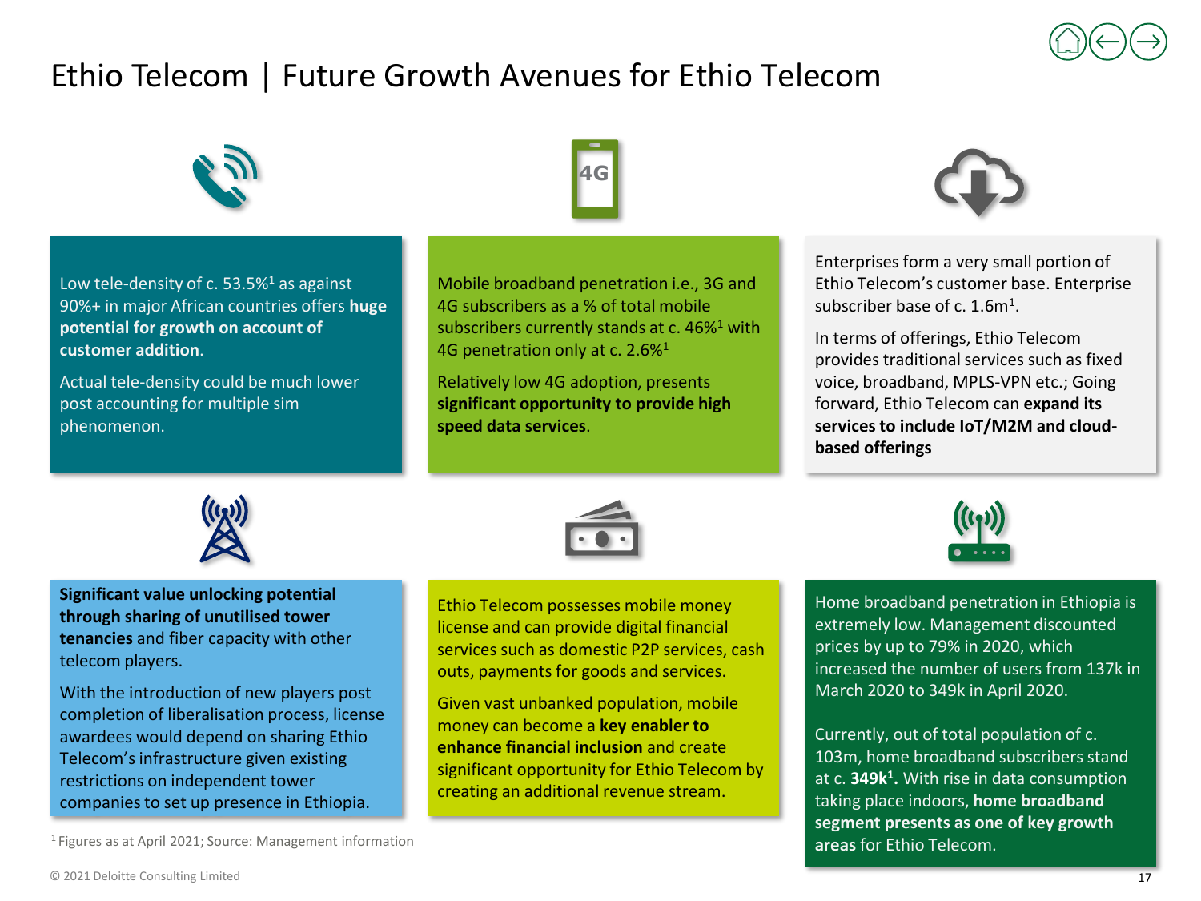# Ethio Telecom | Future Growth Avenues for Ethio Telecom

Low tele-density of c. 53.5%[1] as against 90%+ in major African countries offers **huge potential for growth on account of customer addition**.

Actual tele-density could be much lower post accounting for multiple sim phenomenon.

Mobile broadband penetration i.e., 3G and 4G subscribers as a % of total mobile subscribers currently stands at c. 46%[1] with 4G penetration only at c. 2.6%[1]

Relatively low 4G adoption, presents **significant opportunity to provide high speed data services**.

Enterprises form a very small portion of Ethio Telecom's customer base. Enterprise subscriber base of c. 1.6m[1].

In terms of offerings, Ethio Telecom provides traditional services such as fixed voice, broadband, MPLS-VPN etc.; Going forward, Ethio Telecom can **expand its services to include IoT/M2M and cloud-based offerings**

**Significant value unlocking potential through sharing of unutilised tower tenancies** and fiber capacity with other telecom players.

With the introduction of new players post completion of liberalisation process, license awardees would depend on sharing Ethio Telecom's infrastructure given existing restrictions on independent tower companies to set up presence in Ethiopia.

Ethio Telecom possesses mobile money license and can provide digital financial services such as domestic P2P services, cash outs, payments for goods and services.

Given vast unbanked population, mobile money can become a **key enabler to enhance financial inclusion** and create significant opportunity for Ethio Telecom by creating an additional revenue stream.

Home broadband penetration in Ethiopia is extremely low. Management discounted prices by up to 79% in 2020, which increased the number of users from 137k in March 2020 to 349k in April 2020.

Currently, out of total population of c. 103m, home broadband subscribers stand at c. **349k[1].** With rise in data consumption taking place indoors, **home broadband segment presents as one of key growth areas** for Ethio Telecom.

[1] Figures as at April 2021; Source: Management information

© 2021 Deloitte Consulting Limited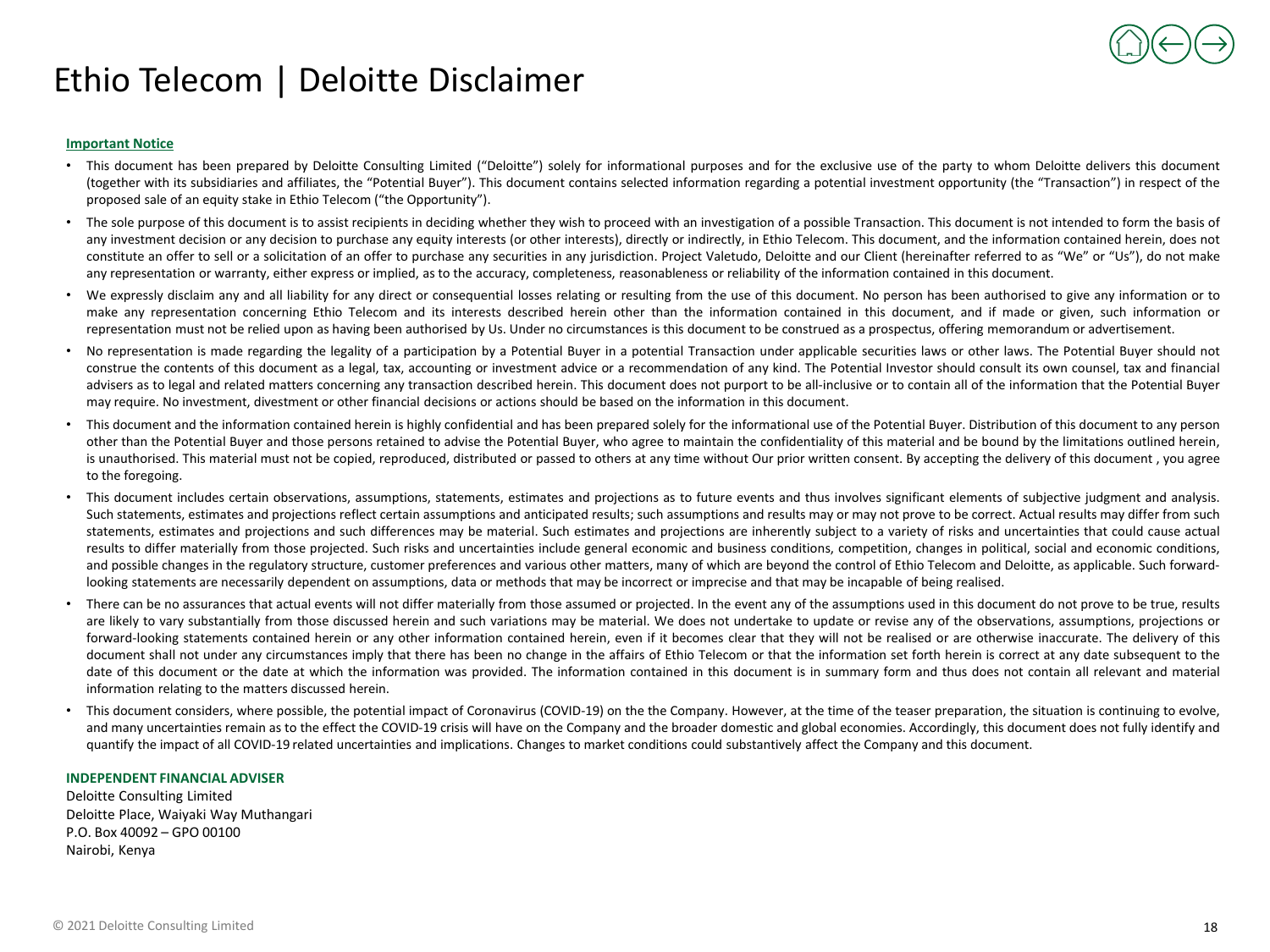# Ethio Telecom | Deloitte Disclaimer

**Important Notice**

- This document has been prepared by Deloitte Consulting Limited ("Deloitte") solely for informational purposes and for the exclusive use of the party to whom Deloitte delivers this document (together with its subsidiaries and affiliates, the "Potential Buyer"). This document contains selected information regarding a potential investment opportunity (the "Transaction") in respect of the proposed sale of an equity stake in Ethio Telecom ("the Opportunity").
- The sole purpose of this document is to assist recipients in deciding whether they wish to proceed with an investigation of a possible Transaction. This document is not intended to form the basis of any investment decision or any decision to purchase any equity interests (or other interests), directly or indirectly, in Ethio Telecom. This document, and the information contained herein, does not constitute an offer to sell or a solicitation of an offer to purchase any securities in any jurisdiction. Project Valetudo, Deloitte and our Client (hereinafter referred to as "We" or "Us"), do not make any representation or warranty, either express or implied, as to the accuracy, completeness, reasonableness or reliability of the information contained in this document.
- We expressly disclaim any and all liability for any direct or consequential losses relating or resulting from the use of this document. No person has been authorised to give any information or to make any representation concerning Ethio Telecom and its interests described herein other than the information contained in this document, and if made or given, such information or representation must not be relied upon as having been authorised by Us. Under no circumstances is this document to be construed as a prospectus, offering memorandum or advertisement.
- No representation is made regarding the legality of a participation by a Potential Buyer in a potential Transaction under applicable securities laws or other laws. The Potential Buyer should not construe the contents of this document as a legal, tax, accounting or investment advice or a recommendation of any kind. The Potential Investor should consult its own counsel, tax and financial advisers as to legal and related matters concerning any transaction described herein. This document does not purport to be all-inclusive or to contain all of the information that the Potential Buyer may require. No investment, divestment or other financial decisions or actions should be based on the information in this document.
- This document and the information contained herein is highly confidential and has been prepared solely for the informational use of the Potential Buyer. Distribution of this document to any person other than the Potential Buyer and those persons retained to advise the Potential Buyer, who agree to maintain the confidentiality of this material and be bound by the limitations outlined herein, is unauthorised. This material must not be copied, reproduced, distributed or passed to others at any time without Our prior written consent. By accepting the delivery of this document , you agree to the foregoing.
- This document includes certain observations, assumptions, statements, estimates and projections as to future events and thus involves significant elements of subjective judgment and analysis. Such statements, estimates and projections reflect certain assumptions and anticipated results; such assumptions and results may or may not prove to be correct. Actual results may differ from such statements, estimates and projections and such differences may be material. Such estimates and projections are inherently subject to a variety of risks and uncertainties that could cause actual results to differ materially from those projected. Such risks and uncertainties include general economic and business conditions, competition, changes in political, social and economic conditions, and possible changes in the regulatory structure, customer preferences and various other matters, many of which are beyond the control of Ethio Telecom and Deloitte, as applicable. Such forward-looking statements are necessarily dependent on assumptions, data or methods that may be incorrect or imprecise and that may be incapable of being realised.
- There can be no assurances that actual events will not differ materially from those assumed or projected. In the event any of the assumptions used in this document do not prove to be true, results are likely to vary substantially from those discussed herein and such variations may be material. We does not undertake to update or revise any of the observations, assumptions, projections or forward-looking statements contained herein or any other information contained herein, even if it becomes clear that they will not be realised or are otherwise inaccurate. The delivery of this document shall not under any circumstances imply that there has been no change in the affairs of Ethio Telecom or that the information set forth herein is correct at any date subsequent to the date of this document or the date at which the information was provided. The information contained in this document is in summary form and thus does not contain all relevant and material information relating to the matters discussed herein.
- This document considers, where possible, the potential impact of Coronavirus (COVID-19) on the the Company. However, at the time of the teaser preparation, the situation is continuing to evolve, and many uncertainties remain as to the effect the COVID-19 crisis will have on the Company and the broader domestic and global economies. Accordingly, this document does not fully identify and quantify the impact of all COVID-19 related uncertainties and implications. Changes to market conditions could substantively affect the Company and this document.

**INDEPENDENT FINANCIAL ADVISER**

Deloitte Consulting Limited
Deloitte Place, Waiyaki Way Muthangari
P.O. Box 40092 – GPO 00100
Nairobi, Kenya

© 2021 Deloitte Consulting Limited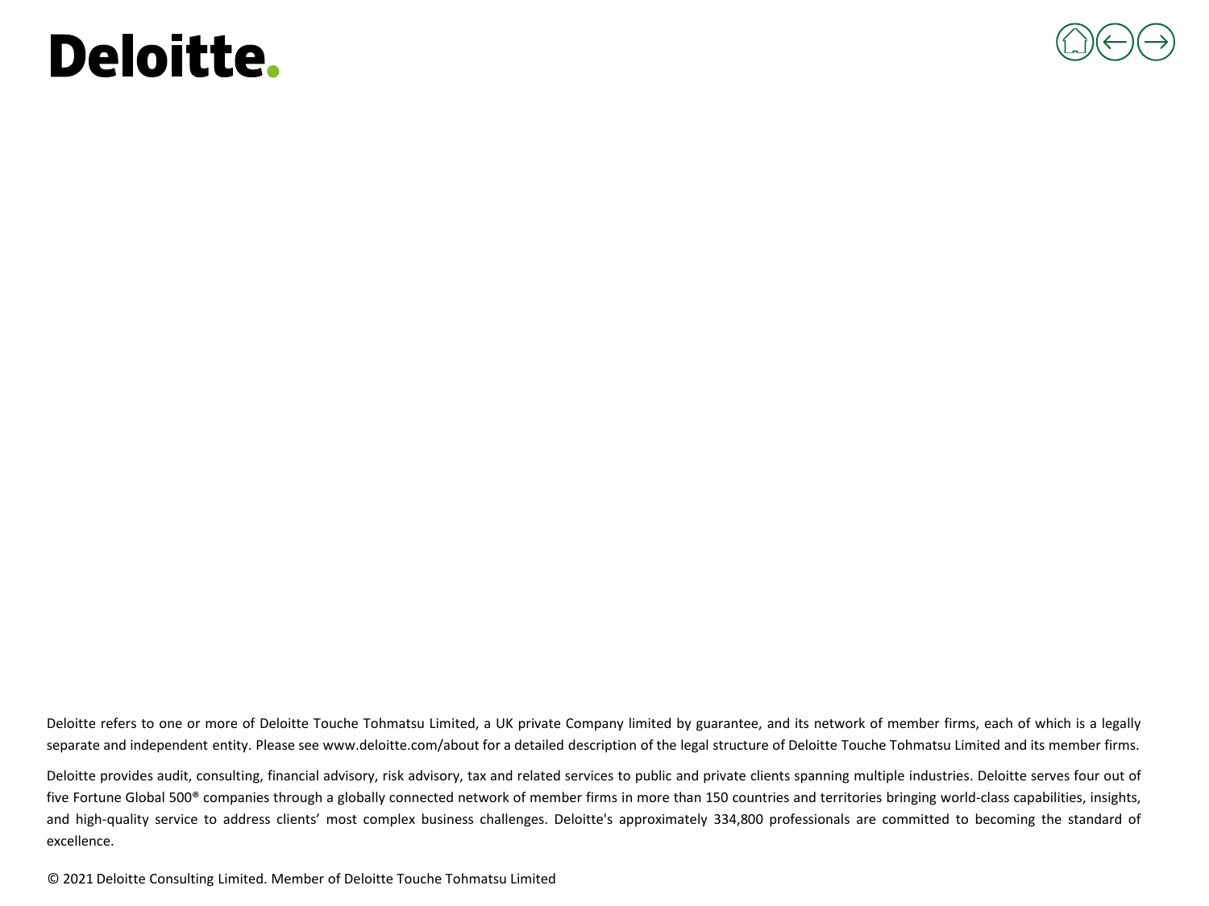# Deloitte.

Deloitte refers to one or more of Deloitte Touche Tohmatsu Limited, a UK private Company limited by guarantee, and its network of member firms, each of which is a legally separate and independent entity. Please see www.deloitte.com/about for a detailed description of the legal structure of Deloitte Touche Tohmatsu Limited and its member firms.

Deloitte provides audit, consulting, financial advisory, risk advisory, tax and related services to public and private clients spanning multiple industries. Deloitte serves four out of five Fortune Global 500® companies through a globally connected network of member firms in more than 150 countries and territories bringing world-class capabilities, insights, and high-quality service to address clients' most complex business challenges. Deloitte's approximately 334,800 professionals are committed to becoming the standard of excellence.

© 2021 Deloitte Consulting Limited. Member of Deloitte Touche Tohmatsu Limited